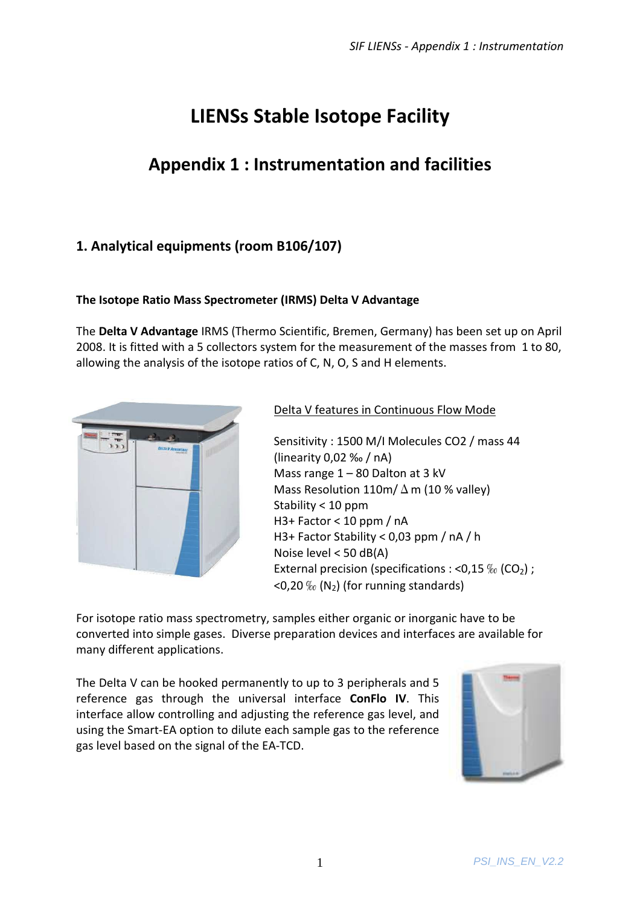# LIENSs Stable Isotope Facility

## Appendix 1 : Instrumentation and facilities

### 1. Analytical equipments (room B106/107)

**The Isotope Ratio Mass Spectrometer (IRMS) Delta V Advantage**

The **Delta V Advantage** IRMS (Thermo Scientific, Bremen, Germany) has been set up on April 2008. It is fitted with a 5 collectors system for the measurement of the masses from 1 to 80, allowing the analysis of the isotope ratios of C, N, O, S and H elements.

Delta V features in Continuous Flow Mode

Sensitivity : 1500 M/I Molecules CO2 / mass 44 (linearity 0,02 ‰ / nA)
Mass range 1 – 80 Dalton at 3 kV
Mass Resolution 110m/ $\Delta$ m (10 % valley)
Stability < 10 ppm
H3+ Factor < 10 ppm / nA
H3+ Factor Stability < 0,03 ppm / nA / h
Noise level < 50 dB(A)
External precision (specifications : <0,15 ‰ ($CO_2$) ; <0,20 ‰ ($N_2$) (for running standards)

For isotope ratio mass spectrometry, samples either organic or inorganic have to be converted into simple gases. Diverse preparation devices and interfaces are available for many different applications.

The Delta V can be hooked permanently to up to 3 peripherals and 5 reference gas through the universal interface **ConFlo IV**. This interface allow controlling and adjusting the reference gas level, and using the Smart-EA option to dilute each sample gas to the reference gas level based on the signal of the EA-TCD.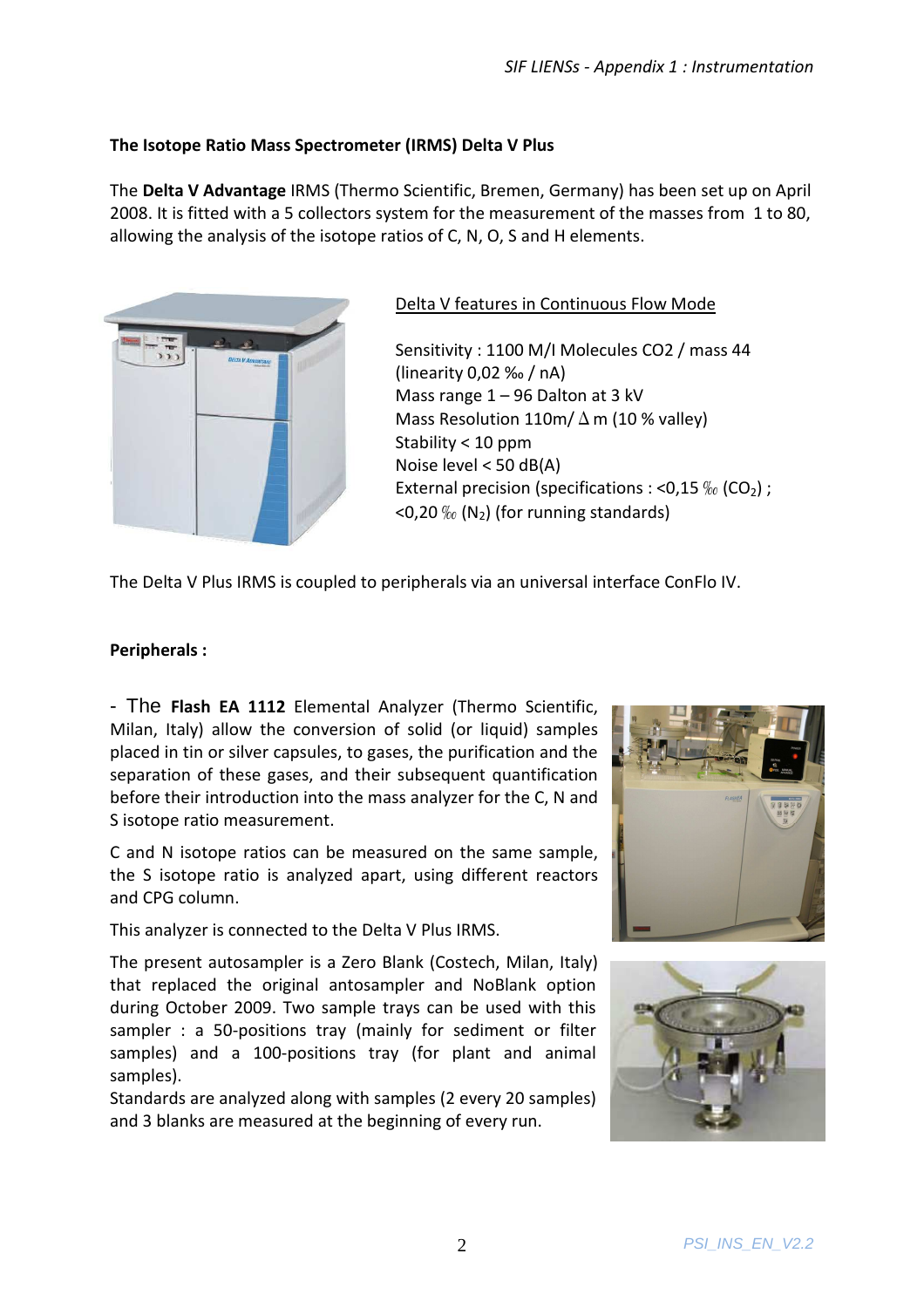**The Isotope Ratio Mass Spectrometer (IRMS) Delta V Plus**

The **Delta V Advantage** IRMS (Thermo Scientific, Bremen, Germany) has been set up on April 2008. It is fitted with a 5 collectors system for the measurement of the masses from 1 to 80, allowing the analysis of the isotope ratios of C, N, O, S and H elements.

<u>Delta V features in Continuous Flow Mode</u>

Sensitivity : 1100 M/I Molecules CO2 / mass 44
(linearity 0,02 ‰ / nA)
Mass range 1 – 96 Dalton at 3 kV
Mass Resolution 110m/ $\Delta$ m (10 % valley)
Stability < 10 ppm
Noise level < 50 dB(A)
External precision (specifications : <0,15 ‰ ($CO_2$) ; <0,20 ‰ ($N_2$) (for running standards)

The Delta V Plus IRMS is coupled to peripherals via an universal interface ConFlo IV.

**Peripherals :**

- The **Flash EA 1112** Elemental Analyzer (Thermo Scientific, Milan, Italy) allow the conversion of solid (or liquid) samples placed in tin or silver capsules, to gases, the purification and the separation of these gases, and their subsequent quantification before their introduction into the mass analyzer for the C, N and S isotope ratio measurement.

C and N isotope ratios can be measured on the same sample, the S isotope ratio is analyzed apart, using different reactors and CPG column.

This analyzer is connected to the Delta V Plus IRMS.

The present autosampler is a Zero Blank (Costech, Milan, Italy) that replaced the original antosampler and NoBlank option during October 2009. Two sample trays can be used with this sampler : a 50-positions tray (mainly for sediment or filter samples) and a 100-positions tray (for plant and animal samples).
Standards are analyzed along with samples (2 every 20 samples) and 3 blanks are measured at the beginning of every run.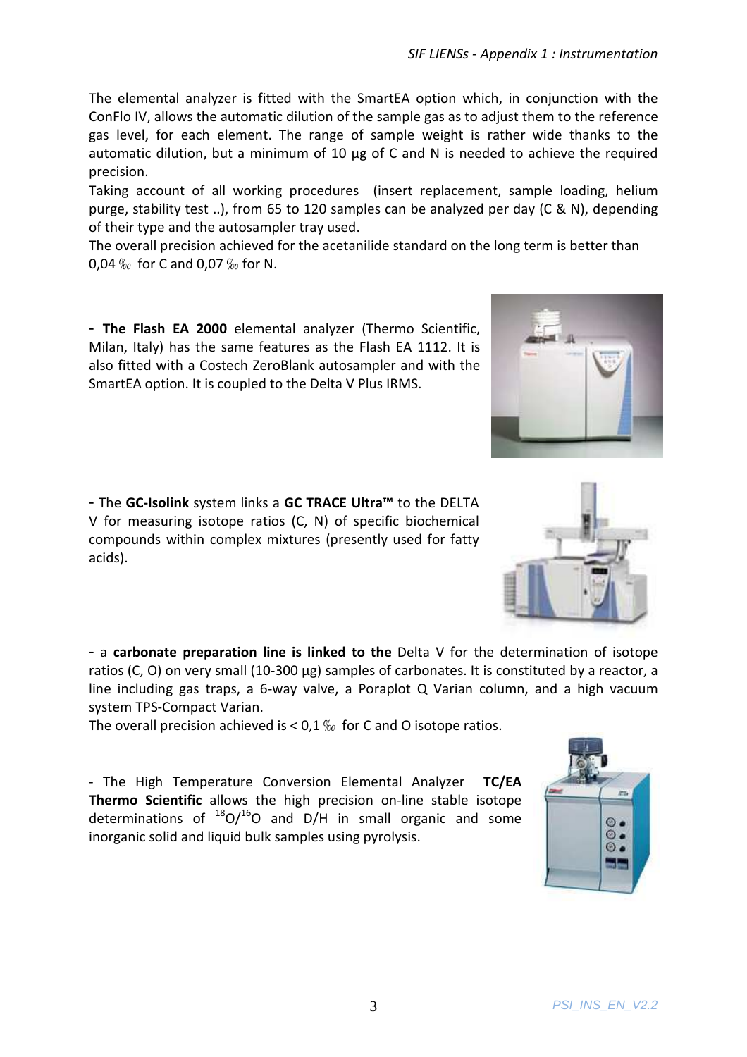The elemental analyzer is fitted with the SmartEA option which, in conjunction with the ConFlo IV, allows the automatic dilution of the sample gas as to adjust them to the reference gas level, for each element. The range of sample weight is rather wide thanks to the automatic dilution, but a minimum of 10 µg of C and N is needed to achieve the required precision.

Taking account of all working procedures (insert replacement, sample loading, helium purge, stability test ..), from 65 to 120 samples can be analyzed per day (C & N), depending of their type and the autosampler tray used.

The overall precision achieved for the acetanilide standard on the long term is better than 0,04 ‰ for C and 0,07 ‰ for N.

- **The Flash EA 2000** elemental analyzer (Thermo Scientific, Milan, Italy) has the same features as the Flash EA 1112. It is also fitted with a Costech ZeroBlank autosampler and with the SmartEA option. It is coupled to the Delta V Plus IRMS.

- The **GC-Isolink** system links a **GC TRACE Ultra™** to the DELTA V for measuring isotope ratios (C, N) of specific biochemical compounds within complex mixtures (presently used for fatty acids).

- a **carbonate preparation line is linked to the** Delta V for the determination of isotope ratios (C, O) on very small (10-300 µg) samples of carbonates. It is constituted by a reactor, a line including gas traps, a 6-way valve, a Poraplot Q Varian column, and a high vacuum system TPS-Compact Varian.

The overall precision achieved is < 0,1 ‰ for C and O isotope ratios.

- The High Temperature Conversion Elemental Analyzer **TC/EA Thermo Scientific** allows the high precision on-line stable isotope determinations of $^{18}O/^{16}O$ and D/H in small organic and some inorganic solid and liquid bulk samples using pyrolysis.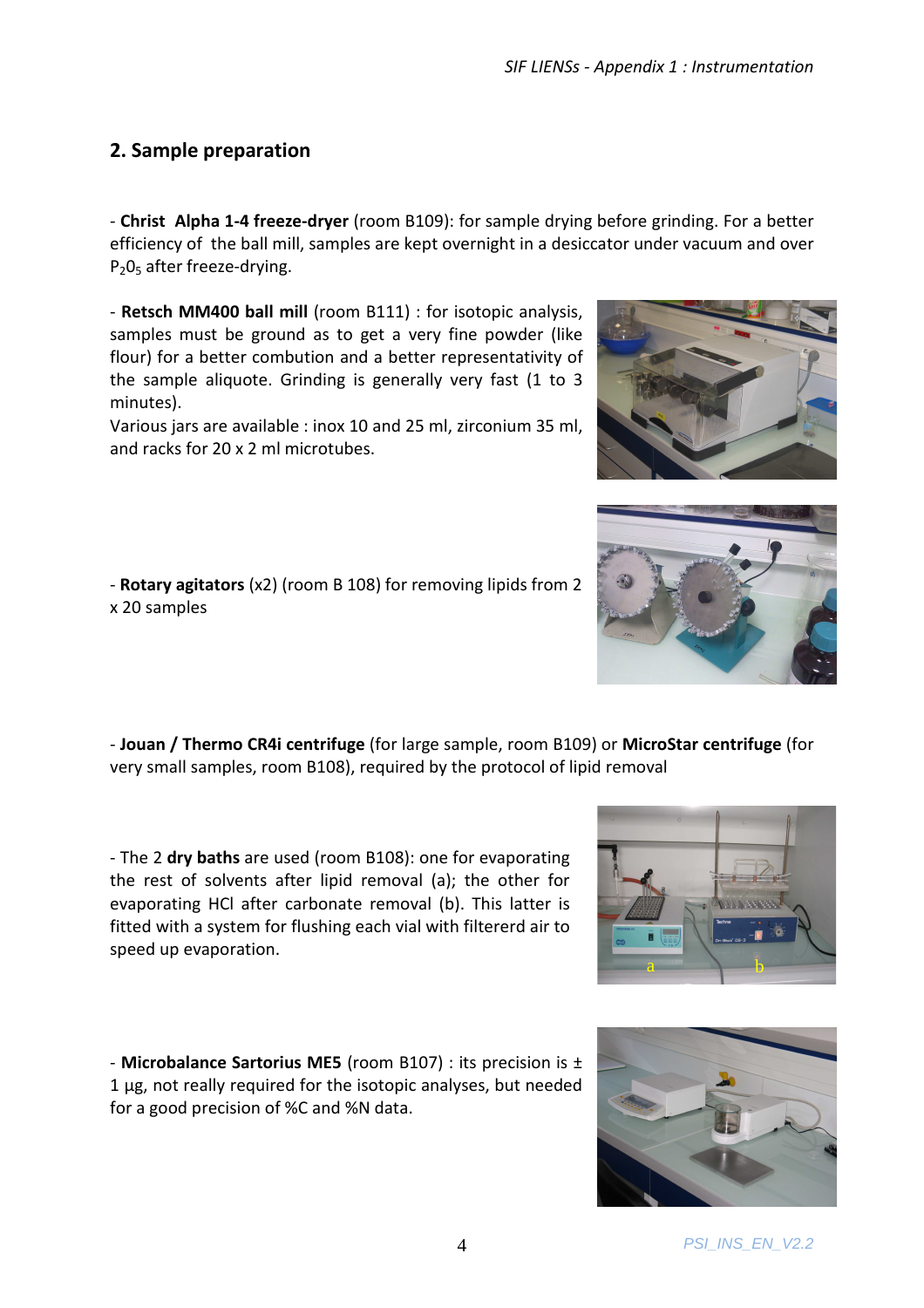## 2. Sample preparation

- **Christ Alpha 1-4 freeze-dryer** (room B109): for sample drying before grinding. For a better efficiency of the ball mill, samples are kept overnight in a desiccator under vacuum and over $P_2O_5$ after freeze-drying.

- **Retsch MM400 ball mill** (room B111) : for isotopic analysis, samples must be ground as to get a very fine powder (like flour) for a better combution and a better representativity of the sample aliquote. Grinding is generally very fast (1 to 3 minutes).
Various jars are available : inox 10 and 25 ml, zirconium 35 ml, and racks for 20 x 2 ml microtubes.

- **Rotary agitators** (x2) (room B 108) for removing lipids from 2 x 20 samples

- **Jouan / Thermo CR4i centrifuge** (for large sample, room B109) or **MicroStar centrifuge** (for very small samples, room B108), required by the protocol of lipid removal

- The 2 **dry baths** are used (room B108): one for evaporating the rest of solvents after lipid removal (a); the other for evaporating HCl after carbonate removal (b). This latter is fitted with a system for flushing each vial with filtererd air to speed up evaporation.

- **Microbalance Sartorius ME5** (room B107) : its precision is ± 1 µg, not really required for the isotopic analyses, but needed for a good precision of %C and %N data.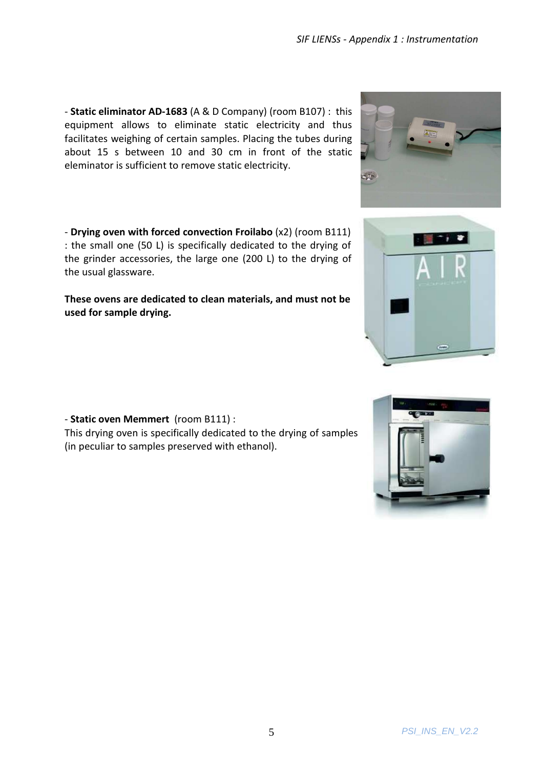- **Static eliminator AD-1683** (A & D Company) (room B107) : this equipment allows to eliminate static electricity and thus facilitates weighing of certain samples. Placing the tubes during about 15 s between 10 and 30 cm in front of the static eleminator is sufficient to remove static electricity.

- **Drying oven with forced convection Froilabo** (x2) (room B111) : the small one (50 L) is specifically dedicated to the drying of the grinder accessories, the large one (200 L) to the drying of the usual glassware.

**These ovens are dedicated to clean materials, and must not be used for sample drying.**

- **Static oven Memmert** (room B111) :
This drying oven is specifically dedicated to the drying of samples (in peculiar to samples preserved with ethanol).